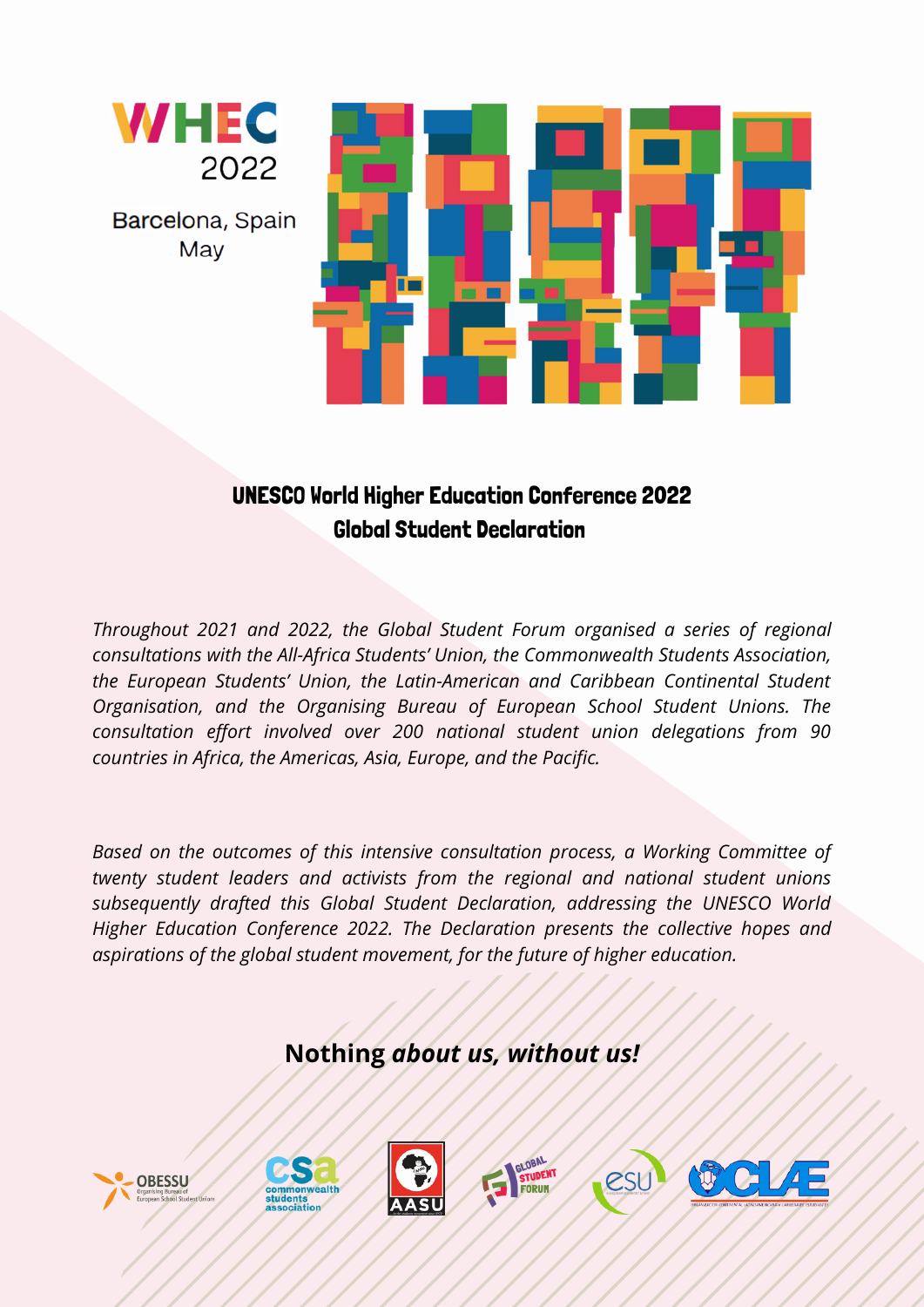WHEC 2022

Barcelona, Spain
May

# UNESCO World Higher Education Conference 2022
# Global Student Declaration

*Throughout 2021 and 2022, the Global Student Forum organised a series of regional consultations with the All-Africa Students' Union, the Commonwealth Students Association, the European Students' Union, the Latin-American and Caribbean Continental Student Organisation, and the Organising Bureau of European School Student Unions. The consultation effort involved over 200 national student union delegations from 90 countries in Africa, the Americas, Asia, Europe, and the Pacific.*

*Based on the outcomes of this intensive consultation process, a Working Committee of twenty student leaders and activists from the regional and national student unions subsequently drafted this Global Student Declaration, addressing the UNESCO World Higher Education Conference 2022. The Declaration presents the collective hopes and aspirations of the global student movement, for the future of higher education.*

**Nothing *about us, without us!***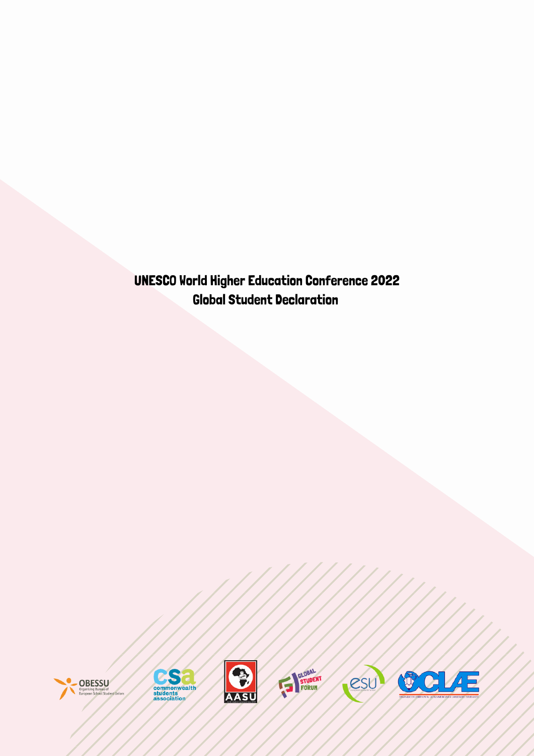# UNESCO World Higher Education Conference 2022
# Global Student Declaration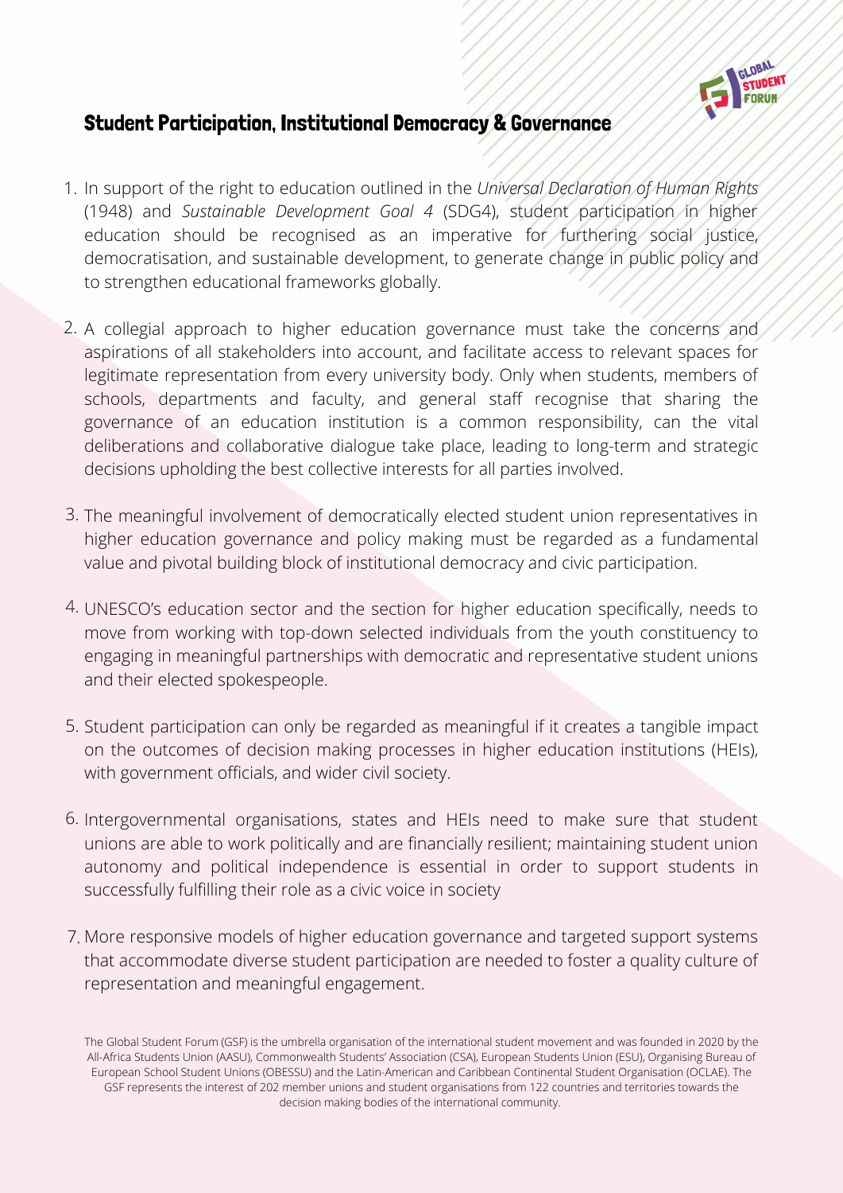## Student Participation, Institutional Democracy & Governance

1. In support of the right to education outlined in the *Universal Declaration of Human Rights* (1948) and *Sustainable Development Goal 4* (SDG4), student participation in higher education should be recognised as an imperative for furthering social justice, democratisation, and sustainable development, to generate change in public policy and to strengthen educational frameworks globally.

2. A collegial approach to higher education governance must take the concerns and aspirations of all stakeholders into account, and facilitate access to relevant spaces for legitimate representation from every university body. Only when students, members of schools, departments and faculty, and general staff recognise that sharing the governance of an education institution is a common responsibility, can the vital deliberations and collaborative dialogue take place, leading to long-term and strategic decisions upholding the best collective interests for all parties involved.

3. The meaningful involvement of democratically elected student union representatives in higher education governance and policy making must be regarded as a fundamental value and pivotal building block of institutional democracy and civic participation.

4. UNESCO's education sector and the section for higher education specifically, needs to move from working with top-down selected individuals from the youth constituency to engaging in meaningful partnerships with democratic and representative student unions and their elected spokespeople.

5. Student participation can only be regarded as meaningful if it creates a tangible impact on the outcomes of decision making processes in higher education institutions (HEIs), with government officials, and wider civil society.

6. Intergovernmental organisations, states and HEIs need to make sure that student unions are able to work politically and are financially resilient; maintaining student union autonomy and political independence is essential in order to support students in successfully fulfilling their role as a civic voice in society

7. More responsive models of higher education governance and targeted support systems that accommodate diverse student participation are needed to foster a quality culture of representation and meaningful engagement.

The Global Student Forum (GSF) is the umbrella organisation of the international student movement and was founded in 2020 by the All-Africa Students Union (AASU), Commonwealth Students' Association (CSA), European Students Union (ESU), Organising Bureau of European School Student Unions (OBESSU) and the Latin-American and Caribbean Continental Student Organisation (OCLAE). The GSF represents the interest of 202 member unions and student organisations from 122 countries and territories towards the decision making bodies of the international community.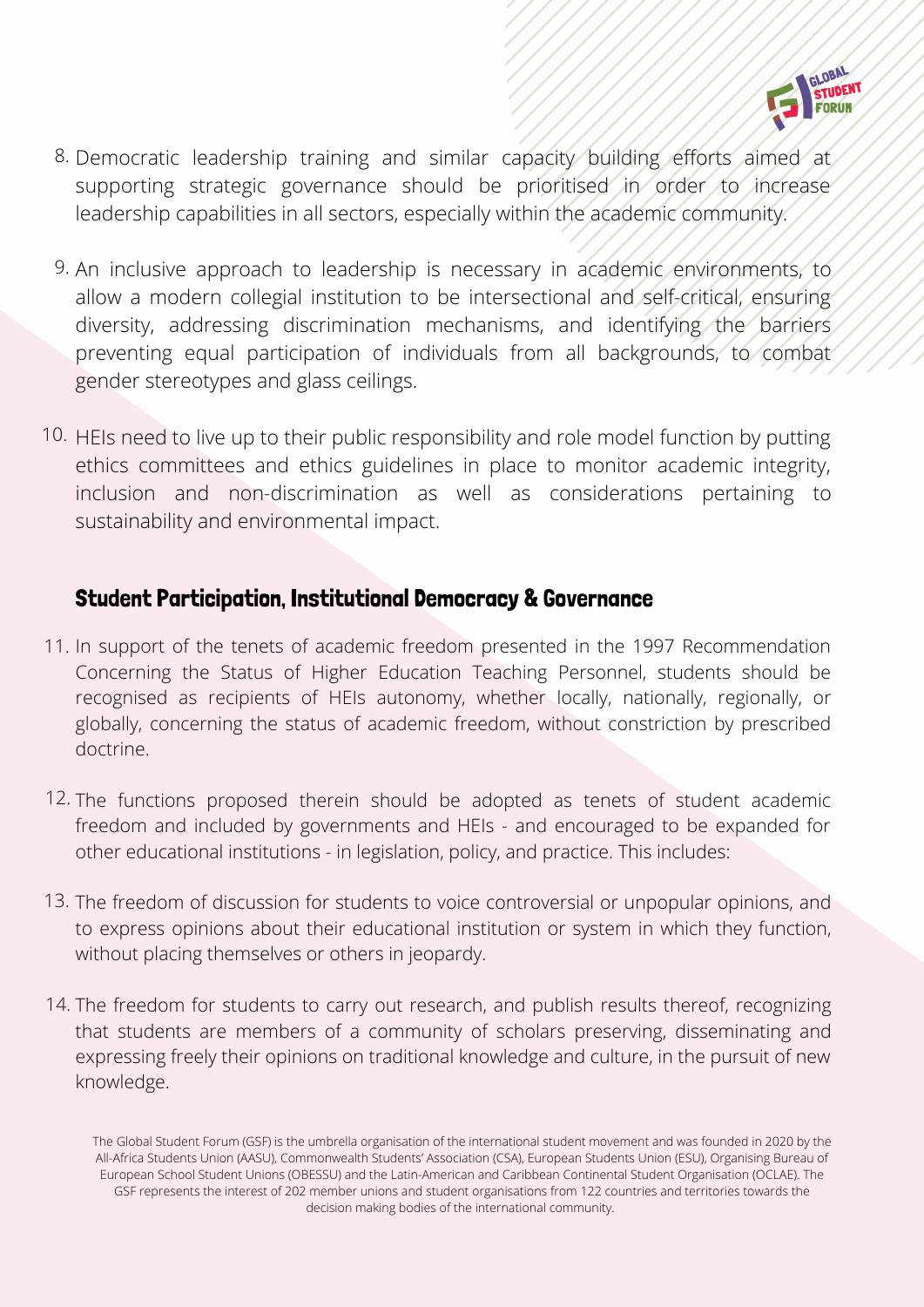8. Democratic leadership training and similar capacity building efforts aimed at supporting strategic governance should be prioritised in order to increase leadership capabilities in all sectors, especially within the academic community.

9. An inclusive approach to leadership is necessary in academic environments, to allow a modern collegial institution to be intersectional and self-critical, ensuring diversity, addressing discrimination mechanisms, and identifying the barriers preventing equal participation of individuals from all backgrounds, to combat gender stereotypes and glass ceilings.

10. HEIs need to live up to their public responsibility and role model function by putting ethics committees and ethics guidelines in place to monitor academic integrity, inclusion and non-discrimination as well as considerations pertaining to sustainability and environmental impact.

## Student Participation, Institutional Democracy & Governance

11. In support of the tenets of academic freedom presented in the 1997 Recommendation Concerning the Status of Higher Education Teaching Personnel, students should be recognised as recipients of HEIs autonomy, whether locally, nationally, regionally, or globally, concerning the status of academic freedom, without constriction by prescribed doctrine.

12. The functions proposed therein should be adopted as tenets of student academic freedom and included by governments and HEIs - and encouraged to be expanded for other educational institutions - in legislation, policy, and practice. This includes:

13. The freedom of discussion for students to voice controversial or unpopular opinions, and to express opinions about their educational institution or system in which they function, without placing themselves or others in jeopardy.

14. The freedom for students to carry out research, and publish results thereof, recognizing that students are members of a community of scholars preserving, disseminating and expressing freely their opinions on traditional knowledge and culture, in the pursuit of new knowledge.

The Global Student Forum (GSF) is the umbrella organisation of the international student movement and was founded in 2020 by the All-Africa Students Union (AASU), Commonwealth Students' Association (CSA), European Students Union (ESU), Organising Bureau of European School Student Unions (OBESSU) and the Latin-American and Caribbean Continental Student Organisation (OCLAE). The GSF represents the interest of 202 member unions and student organisations from 122 countries and territories towards the decision making bodies of the international community.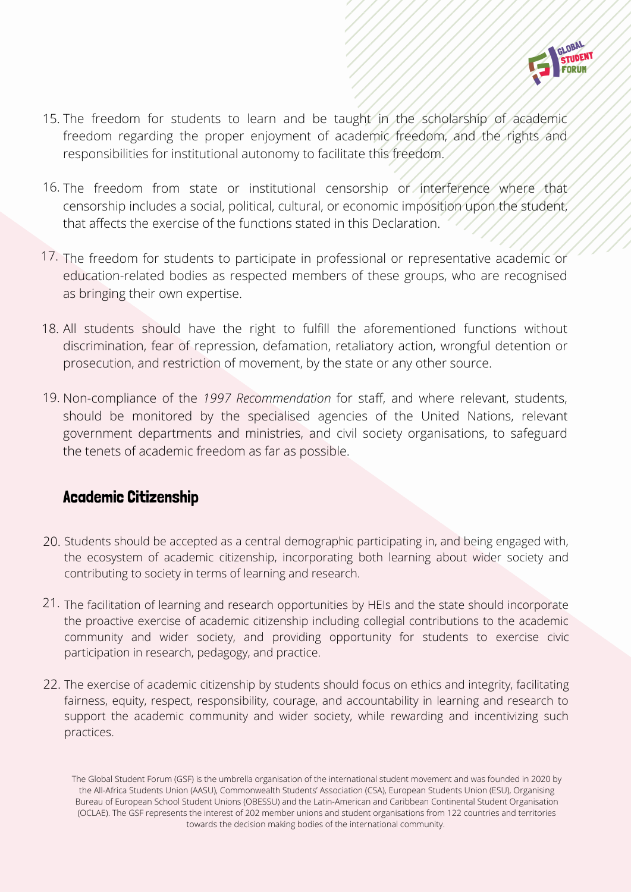15. The freedom for students to learn and be taught in the scholarship of academic freedom regarding the proper enjoyment of academic freedom, and the rights and responsibilities for institutional autonomy to facilitate this freedom.
16. The freedom from state or institutional censorship or interference where that censorship includes a social, political, cultural, or economic imposition upon the student, that affects the exercise of the functions stated in this Declaration.
17. The freedom for students to participate in professional or representative academic or education-related bodies as respected members of these groups, who are recognised as bringing their own expertise.
18. All students should have the right to fulfill the aforementioned functions without discrimination, fear of repression, defamation, retaliatory action, wrongful detention or prosecution, and restriction of movement, by the state or any other source.
19. Non-compliance of the *1997 Recommendation* for staff, and where relevant, students, should be monitored by the specialised agencies of the United Nations, relevant government departments and ministries, and civil society organisations, to safeguard the tenets of academic freedom as far as possible.

## Academic Citizenship

20. Students should be accepted as a central demographic participating in, and being engaged with, the ecosystem of academic citizenship, incorporating both learning about wider society and contributing to society in terms of learning and research.
21. The facilitation of learning and research opportunities by HEIs and the state should incorporate the proactive exercise of academic citizenship including collegial contributions to the academic community and wider society, and providing opportunity for students to exercise civic participation in research, pedagogy, and practice.
22. The exercise of academic citizenship by students should focus on ethics and integrity, facilitating fairness, equity, respect, responsibility, courage, and accountability in learning and research to support the academic community and wider society, while rewarding and incentivizing such practices.

The Global Student Forum (GSF) is the umbrella organisation of the international student movement and was founded in 2020 by the All-Africa Students Union (AASU), Commonwealth Students' Association (CSA), European Students Union (ESU), Organising Bureau of European School Student Unions (OBESSU) and the Latin-American and Caribbean Continental Student Organisation (OCLAE). The GSF represents the interest of 202 member unions and student organisations from 122 countries and territories towards the decision making bodies of the international community.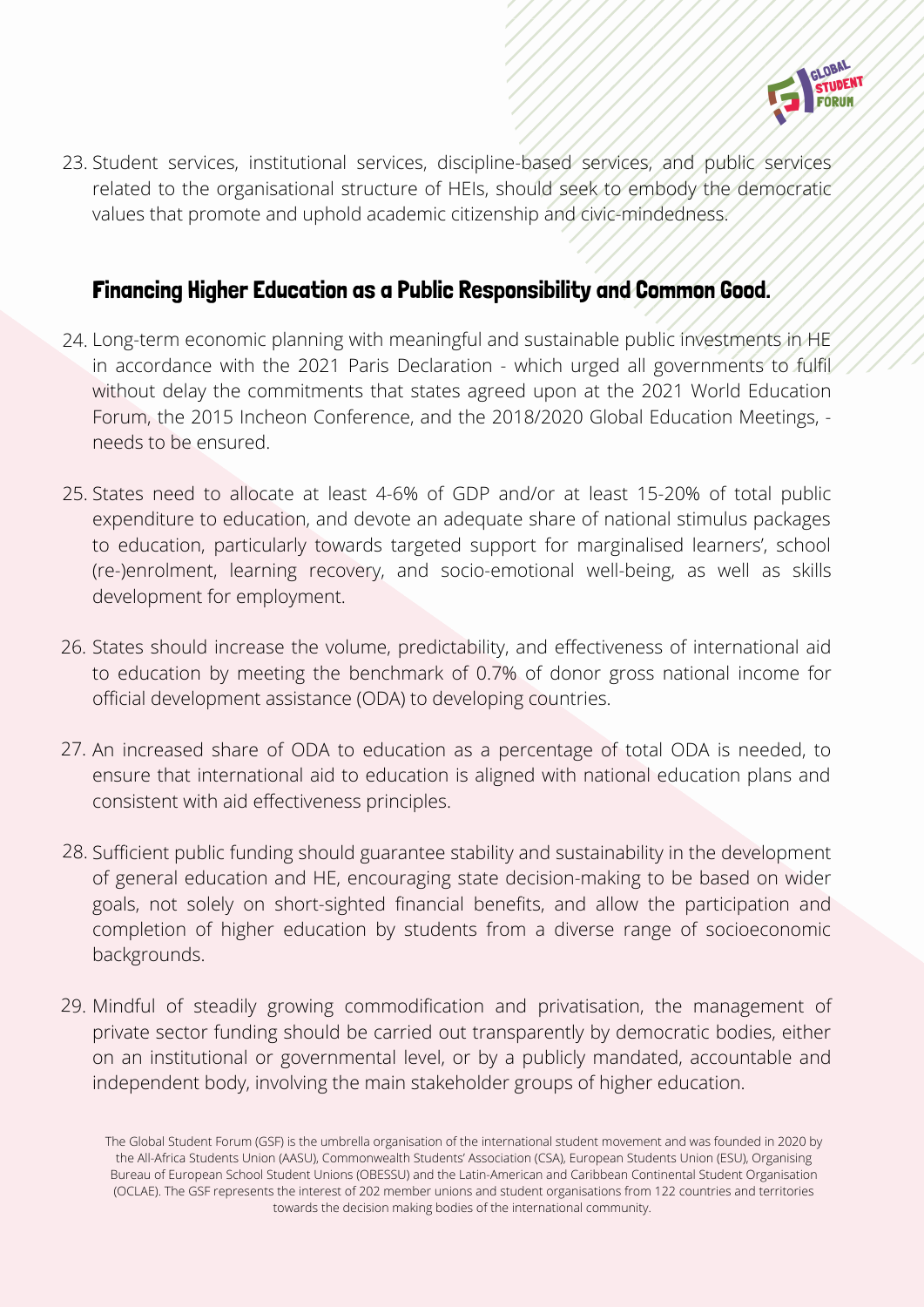23. Student services, institutional services, discipline-based services, and public services related to the organisational structure of HEIs, should seek to embody the democratic values that promote and uphold academic citizenship and civic-mindedness.

## Financing Higher Education as a Public Responsibility and Common Good.

24. Long-term economic planning with meaningful and sustainable public investments in HE in accordance with the 2021 Paris Declaration - which urged all governments to fulfil without delay the commitments that states agreed upon at the 2021 World Education Forum, the 2015 Incheon Conference, and the 2018/2020 Global Education Meetings, - needs to be ensured.

25. States need to allocate at least 4-6% of GDP and/or at least 15-20% of total public expenditure to education, and devote an adequate share of national stimulus packages to education, particularly towards targeted support for marginalised learners', school (re-)enrolment, learning recovery, and socio-emotional well-being, as well as skills development for employment.

26. States should increase the volume, predictability, and effectiveness of international aid to education by meeting the benchmark of 0.7% of donor gross national income for official development assistance (ODA) to developing countries.

27. An increased share of ODA to education as a percentage of total ODA is needed, to ensure that international aid to education is aligned with national education plans and consistent with aid effectiveness principles.

28. Sufficient public funding should guarantee stability and sustainability in the development of general education and HE, encouraging state decision-making to be based on wider goals, not solely on short-sighted financial benefits, and allow the participation and completion of higher education by students from a diverse range of socioeconomic backgrounds.

29. Mindful of steadily growing commodification and privatisation, the management of private sector funding should be carried out transparently by democratic bodies, either on an institutional or governmental level, or by a publicly mandated, accountable and independent body, involving the main stakeholder groups of higher education.

The Global Student Forum (GSF) is the umbrella organisation of the international student movement and was founded in 2020 by the All-Africa Students Union (AASU), Commonwealth Students' Association (CSA), European Students Union (ESU), Organising Bureau of European School Student Unions (OBESSU) and the Latin-American and Caribbean Continental Student Organisation (OCLAE). The GSF represents the interest of 202 member unions and student organisations from 122 countries and territories towards the decision making bodies of the international community.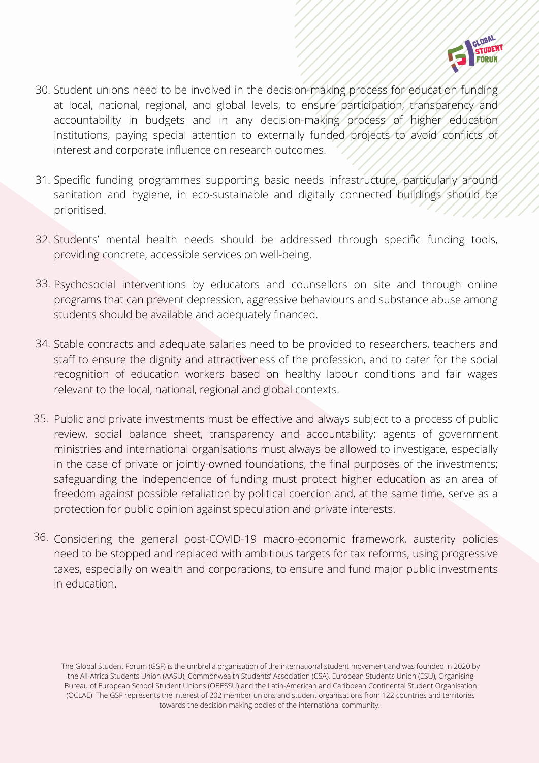30. Student unions need to be involved in the decision-making process for education funding at local, national, regional, and global levels, to ensure participation, transparency and accountability in budgets and in any decision-making process of higher education institutions, paying special attention to externally funded projects to avoid conflicts of interest and corporate influence on research outcomes.

31. Specific funding programmes supporting basic needs infrastructure, particularly around sanitation and hygiene, in eco-sustainable and digitally connected buildings should be prioritised.

32. Students' mental health needs should be addressed through specific funding tools, providing concrete, accessible services on well-being.

33. Psychosocial interventions by educators and counsellors on site and through online programs that can prevent depression, aggressive behaviours and substance abuse among students should be available and adequately financed.

34. Stable contracts and adequate salaries need to be provided to researchers, teachers and staff to ensure the dignity and attractiveness of the profession, and to cater for the social recognition of education workers based on healthy labour conditions and fair wages relevant to the local, national, regional and global contexts.

35. Public and private investments must be effective and always subject to a process of public review, social balance sheet, transparency and accountability; agents of government ministries and international organisations must always be allowed to investigate, especially in the case of private or jointly-owned foundations, the final purposes of the investments; safeguarding the independence of funding must protect higher education as an area of freedom against possible retaliation by political coercion and, at the same time, serve as a protection for public opinion against speculation and private interests.

36. Considering the general post-COVID-19 macro-economic framework, austerity policies need to be stopped and replaced with ambitious targets for tax reforms, using progressive taxes, especially on wealth and corporations, to ensure and fund major public investments in education.

The Global Student Forum (GSF) is the umbrella organisation of the international student movement and was founded in 2020 by the All-Africa Students Union (AASU), Commonwealth Students' Association (CSA), European Students Union (ESU), Organising Bureau of European School Student Unions (OBESSU) and the Latin-American and Caribbean Continental Student Organisation (OCLAE). The GSF represents the interest of 202 member unions and student organisations from 122 countries and territories towards the decision making bodies of the international community.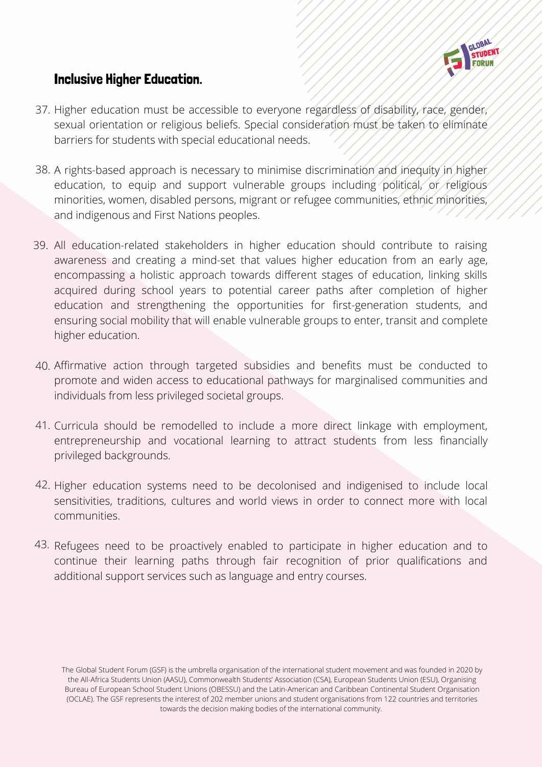## Inclusive Higher Education.

37. Higher education must be accessible to everyone regardless of disability, race, gender, sexual orientation or religious beliefs. Special consideration must be taken to eliminate barriers for students with special educational needs.

38. A rights-based approach is necessary to minimise discrimination and inequity in higher education, to equip and support vulnerable groups including political, or religious minorities, women, disabled persons, migrant or refugee communities, ethnic minorities, and indigenous and First Nations peoples.

39. All education-related stakeholders in higher education should contribute to raising awareness and creating a mind-set that values higher education from an early age, encompassing a holistic approach towards different stages of education, linking skills acquired during school years to potential career paths after completion of higher education and strengthening the opportunities for first-generation students, and ensuring social mobility that will enable vulnerable groups to enter, transit and complete higher education.

40. Affirmative action through targeted subsidies and benefits must be conducted to promote and widen access to educational pathways for marginalised communities and individuals from less privileged societal groups.

41. Curricula should be remodelled to include a more direct linkage with employment, entrepreneurship and vocational learning to attract students from less financially privileged backgrounds.

42. Higher education systems need to be decolonised and indigenised to include local sensitivities, traditions, cultures and world views in order to connect more with local communities.

43. Refugees need to be proactively enabled to participate in higher education and to continue their learning paths through fair recognition of prior qualifications and additional support services such as language and entry courses.

The Global Student Forum (GSF) is the umbrella organisation of the international student movement and was founded in 2020 by the All-Africa Students Union (AASU), Commonwealth Students' Association (CSA), European Students Union (ESU), Organising Bureau of European School Student Unions (OBESSU) and the Latin-American and Caribbean Continental Student Organisation (OCLAE). The GSF represents the interest of 202 member unions and student organisations from 122 countries and territories towards the decision making bodies of the international community.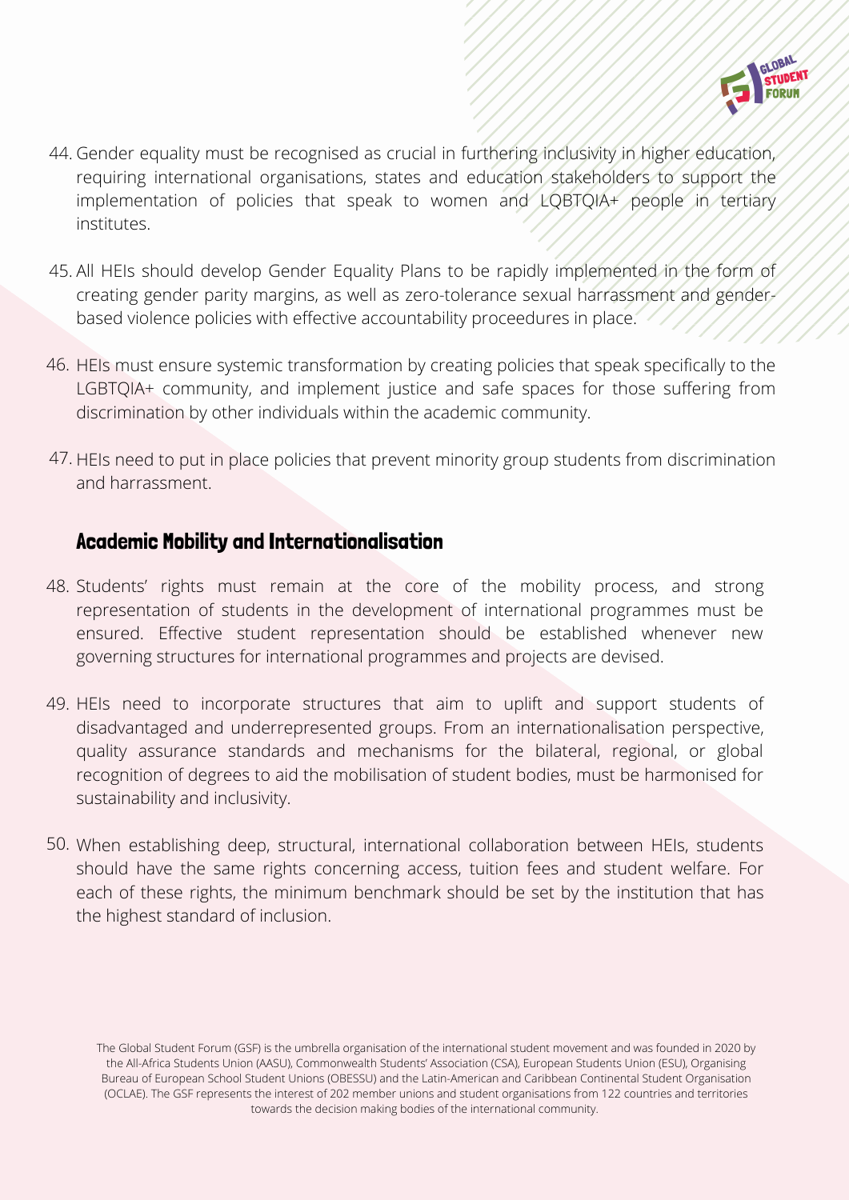44. Gender equality must be recognised as crucial in furthering inclusivity in higher education, requiring international organisations, states and education stakeholders to support the implementation of policies that speak to women and LQBTQIA+ people in tertiary institutes.

45. All HEIs should develop Gender Equality Plans to be rapidly implemented in the form of creating gender parity margins, as well as zero-tolerance sexual harrassment and gender-based violence policies with effective accountability proceedures in place.

46. HEIs must ensure systemic transformation by creating policies that speak specifically to the LGBTQIA+ community, and implement justice and safe spaces for those suffering from discrimination by other individuals within the academic community.

47. HEIs need to put in place policies that prevent minority group students from discrimination and harrassment.

## Academic Mobility and Internationalisation

48. Students' rights must remain at the core of the mobility process, and strong representation of students in the development of international programmes must be ensured. Effective student representation should be established whenever new governing structures for international programmes and projects are devised.

49. HEIs need to incorporate structures that aim to uplift and support students of disadvantaged and underrepresented groups. From an internationalisation perspective, quality assurance standards and mechanisms for the bilateral, regional, or global recognition of degrees to aid the mobilisation of student bodies, must be harmonised for sustainability and inclusivity.

50. When establishing deep, structural, international collaboration between HEIs, students should have the same rights concerning access, tuition fees and student welfare. For each of these rights, the minimum benchmark should be set by the institution that has the highest standard of inclusion.

The Global Student Forum (GSF) is the umbrella organisation of the international student movement and was founded in 2020 by the All-Africa Students Union (AASU), Commonwealth Students' Association (CSA), European Students Union (ESU), Organising Bureau of European School Student Unions (OBESSU) and the Latin-American and Caribbean Continental Student Organisation (OCLAE). The GSF represents the interest of 202 member unions and student organisations from 122 countries and territories towards the decision making bodies of the international community.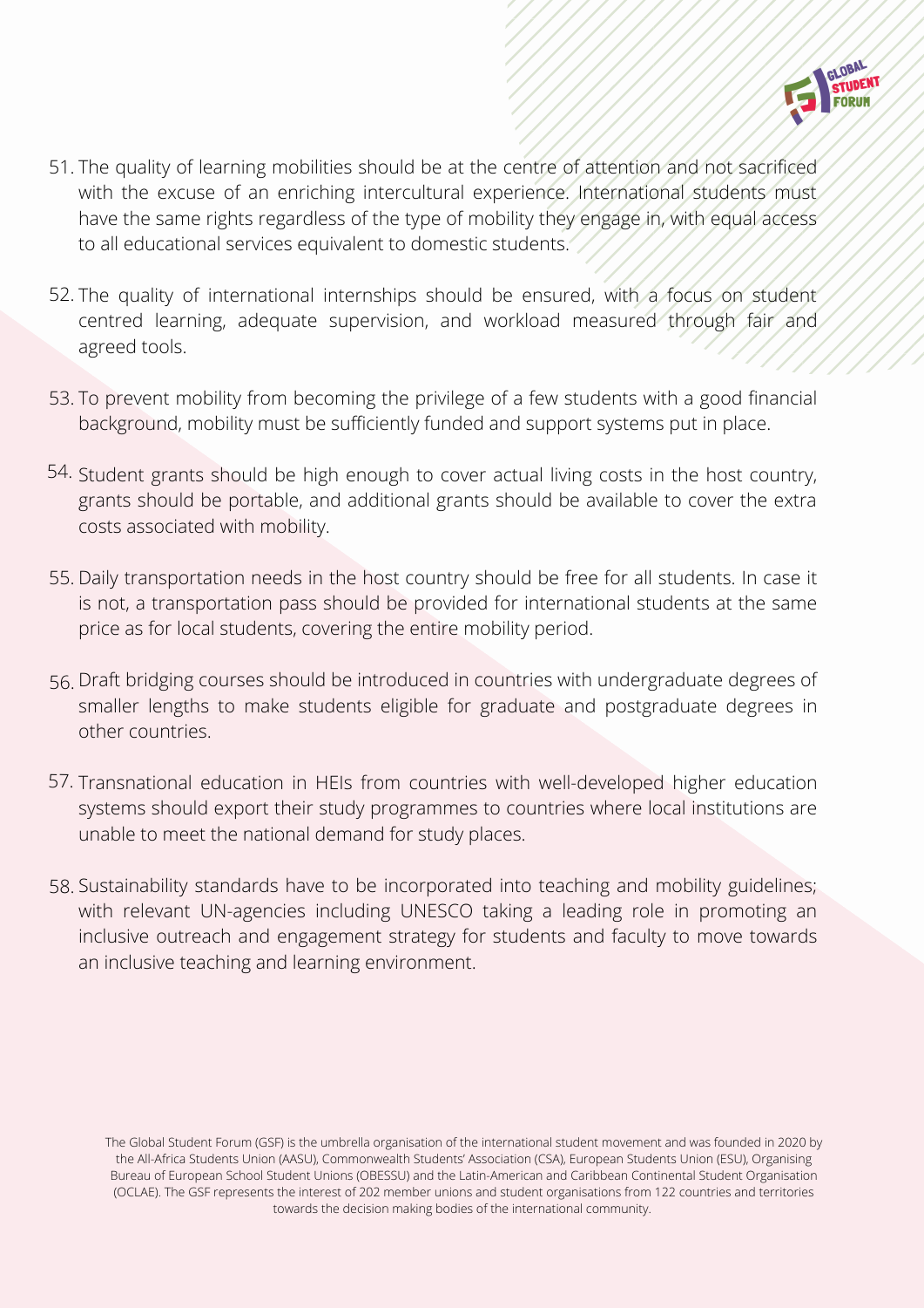51. The quality of learning mobilities should be at the centre of attention and not sacrificed with the excuse of an enriching intercultural experience. International students must have the same rights regardless of the type of mobility they engage in, with equal access to all educational services equivalent to domestic students.

52. The quality of international internships should be ensured, with a focus on student centred learning, adequate supervision, and workload measured through fair and agreed tools.

53. To prevent mobility from becoming the privilege of a few students with a good financial background, mobility must be sufficiently funded and support systems put in place.

54. Student grants should be high enough to cover actual living costs in the host country, grants should be portable, and additional grants should be available to cover the extra costs associated with mobility.

55. Daily transportation needs in the host country should be free for all students. In case it is not, a transportation pass should be provided for international students at the same price as for local students, covering the entire mobility period.

56. Draft bridging courses should be introduced in countries with undergraduate degrees of smaller lengths to make students eligible for graduate and postgraduate degrees in other countries.

57. Transnational education in HEIs from countries with well-developed higher education systems should export their study programmes to countries where local institutions are unable to meet the national demand for study places.

58. Sustainability standards have to be incorporated into teaching and mobility guidelines; with relevant UN-agencies including UNESCO taking a leading role in promoting an inclusive outreach and engagement strategy for students and faculty to move towards an inclusive teaching and learning environment.

The Global Student Forum (GSF) is the umbrella organisation of the international student movement and was founded in 2020 by the All-Africa Students Union (AASU), Commonwealth Students' Association (CSA), European Students Union (ESU), Organising Bureau of European School Student Unions (OBESSU) and the Latin-American and Caribbean Continental Student Organisation (OCLAE). The GSF represents the interest of 202 member unions and student organisations from 122 countries and territories towards the decision making bodies of the international community.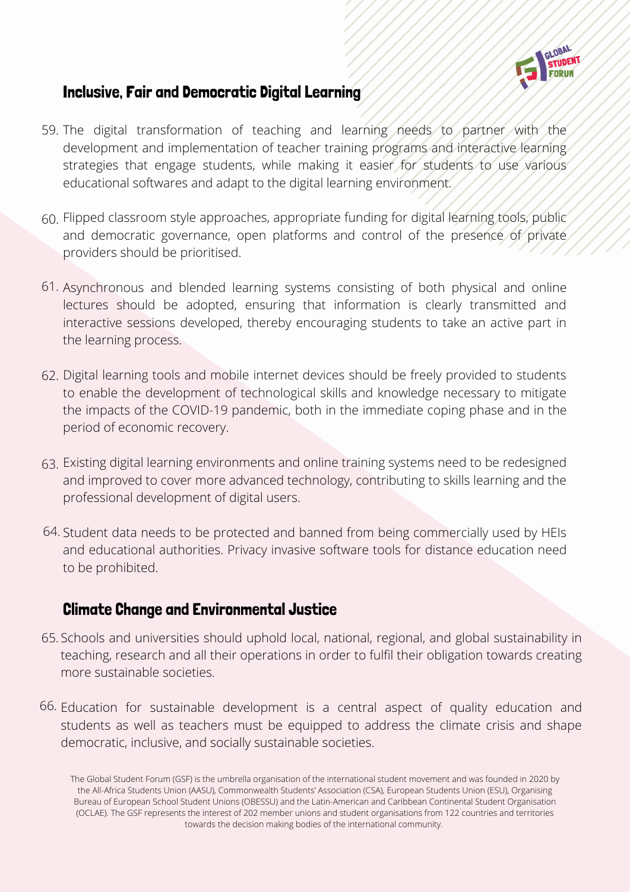## Inclusive, Fair and Democratic Digital Learning

59. The digital transformation of teaching and learning needs to partner with the development and implementation of teacher training programs and interactive learning strategies that engage students, while making it easier for students to use various educational softwares and adapt to the digital learning environment.

60. Flipped classroom style approaches, appropriate funding for digital learning tools, public and democratic governance, open platforms and control of the presence of private providers should be prioritised.

61. Asynchronous and blended learning systems consisting of both physical and online lectures should be adopted, ensuring that information is clearly transmitted and interactive sessions developed, thereby encouraging students to take an active part in the learning process.

62. Digital learning tools and mobile internet devices should be freely provided to students to enable the development of technological skills and knowledge necessary to mitigate the impacts of the COVID-19 pandemic, both in the immediate coping phase and in the period of economic recovery.

63. Existing digital learning environments and online training systems need to be redesigned and improved to cover more advanced technology, contributing to skills learning and the professional development of digital users.

64. Student data needs to be protected and banned from being commercially used by HEIs and educational authorities. Privacy invasive software tools for distance education need to be prohibited.

## Climate Change and Environmental Justice

65. Schools and universities should uphold local, national, regional, and global sustainability in teaching, research and all their operations in order to fulfil their obligation towards creating more sustainable societies.

66. Education for sustainable development is a central aspect of quality education and students as well as teachers must be equipped to address the climate crisis and shape democratic, inclusive, and socially sustainable societies.

The Global Student Forum (GSF) is the umbrella organisation of the international student movement and was founded in 2020 by the All-Africa Students Union (AASU), Commonwealth Students' Association (CSA), European Students Union (ESU), Organising Bureau of European School Student Unions (OBESSU) and the Latin-American and Caribbean Continental Student Organisation (OCLAE). The GSF represents the interest of 202 member unions and student organisations from 122 countries and territories towards the decision making bodies of the international community.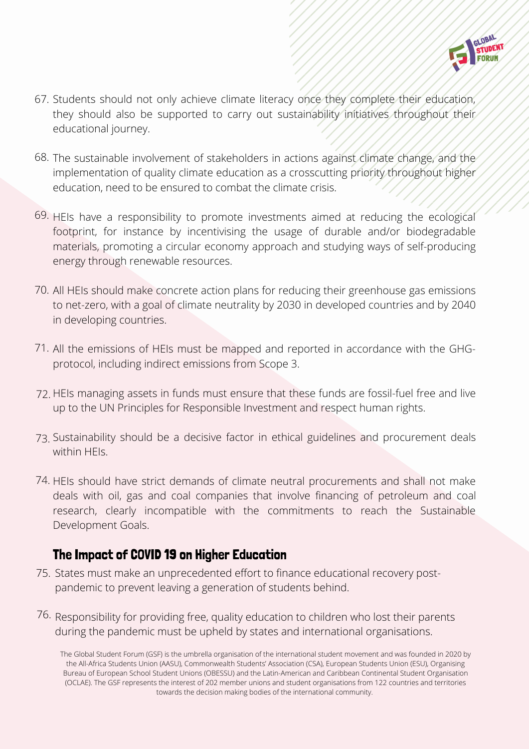67. Students should not only achieve climate literacy once they complete their education, they should also be supported to carry out sustainability initiatives throughout their educational journey.

68. The sustainable involvement of stakeholders in actions against climate change, and the implementation of quality climate education as a crosscutting priority throughout higher education, need to be ensured to combat the climate crisis.

69. HEIs have a responsibility to promote investments aimed at reducing the ecological footprint, for instance by incentivising the usage of durable and/or biodegradable materials, promoting a circular economy approach and studying ways of self-producing energy through renewable resources.

70. All HEIs should make concrete action plans for reducing their greenhouse gas emissions to net-zero, with a goal of climate neutrality by 2030 in developed countries and by 2040 in developing countries.

71. All the emissions of HEIs must be mapped and reported in accordance with the GHG-protocol, including indirect emissions from Scope 3.

72. HEIs managing assets in funds must ensure that these funds are fossil-fuel free and live up to the UN Principles for Responsible Investment and respect human rights.

73. Sustainability should be a decisive factor in ethical guidelines and procurement deals within HEIs.

74. HEIs should have strict demands of climate neutral procurements and shall not make deals with oil, gas and coal companies that involve financing of petroleum and coal research, clearly incompatible with the commitments to reach the Sustainable Development Goals.

## The Impact of COVID 19 on Higher Education

75. States must make an unprecedented effort to finance educational recovery post-pandemic to prevent leaving a generation of students behind.

76. Responsibility for providing free, quality education to children who lost their parents during the pandemic must be upheld by states and international organisations.

The Global Student Forum (GSF) is the umbrella organisation of the international student movement and was founded in 2020 by the All-Africa Students Union (AASU), Commonwealth Students' Association (CSA), European Students Union (ESU), Organising Bureau of European School Student Unions (OBESSU) and the Latin-American and Caribbean Continental Student Organisation (OCLAE). The GSF represents the interest of 202 member unions and student organisations from 122 countries and territories towards the decision making bodies of the international community.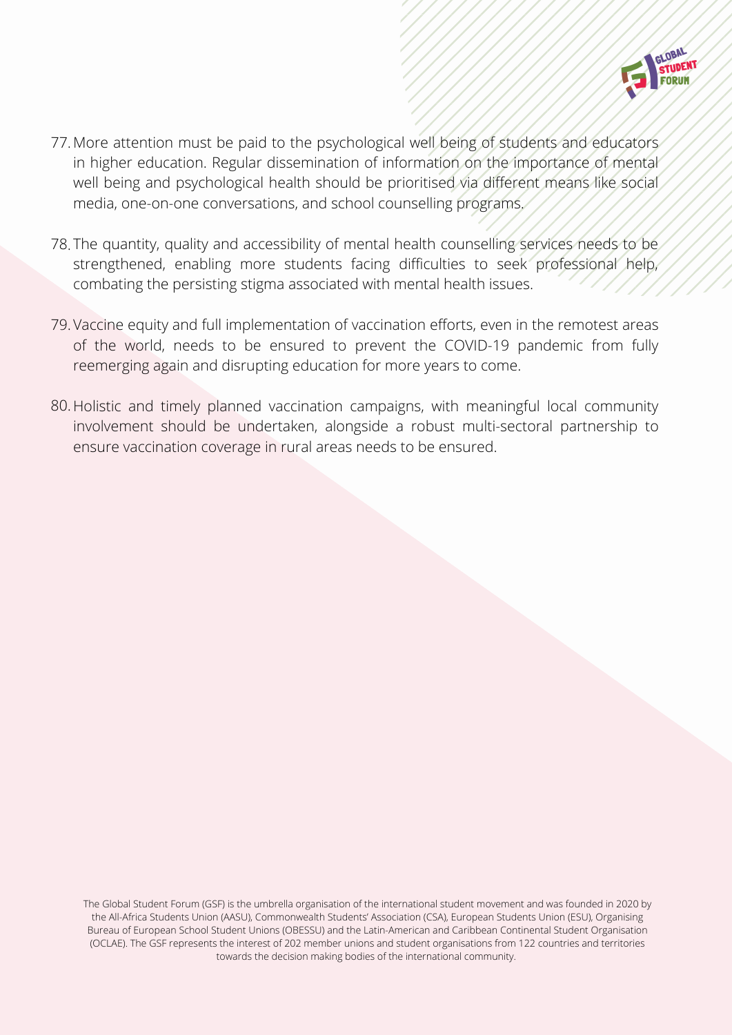77. More attention must be paid to the psychological well being of students and educators in higher education. Regular dissemination of information on the importance of mental well being and psychological health should be prioritised via different means like social media, one-on-one conversations, and school counselling programs.

78. The quantity, quality and accessibility of mental health counselling services needs to be strengthened, enabling more students facing difficulties to seek professional help, combating the persisting stigma associated with mental health issues.

79. Vaccine equity and full implementation of vaccination efforts, even in the remotest areas of the world, needs to be ensured to prevent the COVID-19 pandemic from fully reemerging again and disrupting education for more years to come.

80. Holistic and timely planned vaccination campaigns, with meaningful local community involvement should be undertaken, alongside a robust multi-sectoral partnership to ensure vaccination coverage in rural areas needs to be ensured.

The Global Student Forum (GSF) is the umbrella organisation of the international student movement and was founded in 2020 by the All-Africa Students Union (AASU), Commonwealth Students' Association (CSA), European Students Union (ESU), Organising Bureau of European School Student Unions (OBESSU) and the Latin-American and Caribbean Continental Student Organisation (OCLAE). The GSF represents the interest of 202 member unions and student organisations from 122 countries and territories towards the decision making bodies of the international community.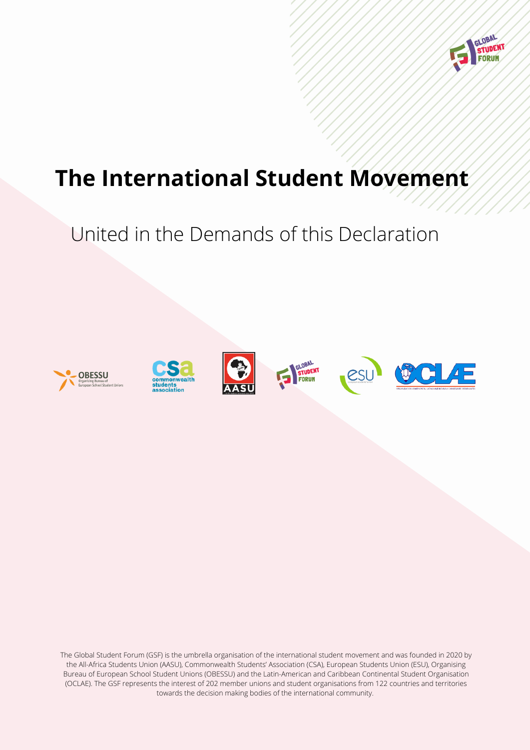# The International Student Movement

United in the Demands of this Declaration

The Global Student Forum (GSF) is the umbrella organisation of the international student movement and was founded in 2020 by the All-Africa Students Union (AASU), Commonwealth Students' Association (CSA), European Students Union (ESU), Organising Bureau of European School Student Unions (OBESSU) and the Latin-American and Caribbean Continental Student Organisation (OCLAE). The GSF represents the interest of 202 member unions and student organisations from 122 countries and territories towards the decision making bodies of the international community.